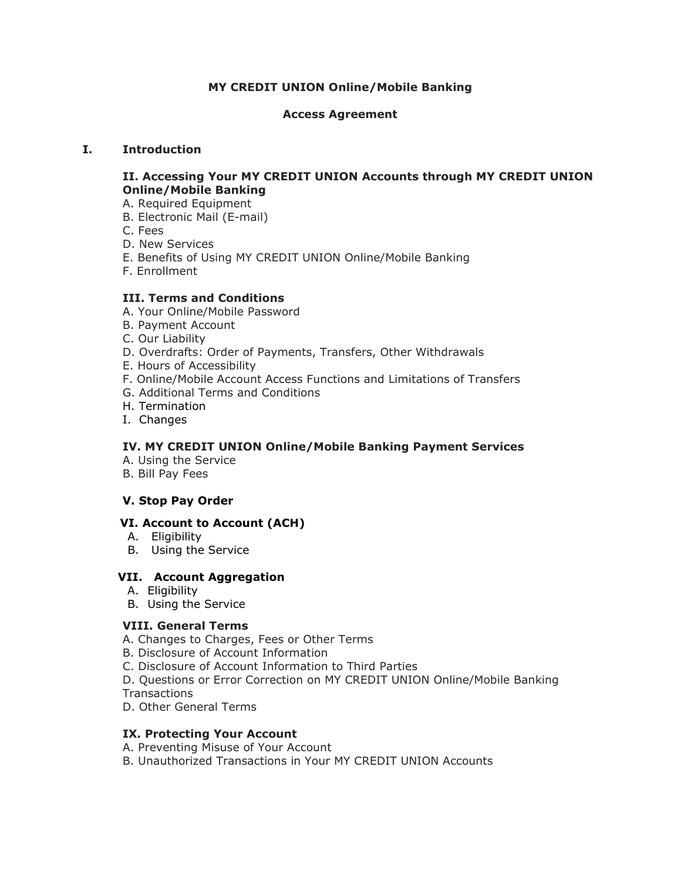**MY CREDIT UNION Online/Mobile Banking**

**Access Agreement**

**I. Introduction**

**II. Accessing Your MY CREDIT UNION Accounts through MY CREDIT UNION Online/Mobile Banking**

A. Required Equipment
B. Electronic Mail (E-mail)
C. Fees
D. New Services
E. Benefits of Using MY CREDIT UNION Online/Mobile Banking
F. Enrollment

**III. Terms and Conditions**

A. Your Online/Mobile Password
B. Payment Account
C. Our Liability
D. Overdrafts: Order of Payments, Transfers, Other Withdrawals
E. Hours of Accessibility
F. Online/Mobile Account Access Functions and Limitations of Transfers
G. Additional Terms and Conditions
H. Termination
I. Changes

**IV. MY CREDIT UNION Online/Mobile Banking Payment Services**

A. Using the Service
B. Bill Pay Fees

**V. Stop Pay Order**

**VI. Account to Account (ACH)**

A. Eligibility
B. Using the Service

**VII. Account Aggregation**

A. Eligibility
B. Using the Service

**VIII. General Terms**

A. Changes to Charges, Fees or Other Terms
B. Disclosure of Account Information
C. Disclosure of Account Information to Third Parties
D. Questions or Error Correction on MY CREDIT UNION Online/Mobile Banking Transactions
D. Other General Terms

**IX. Protecting Your Account**

A. Preventing Misuse of Your Account
B. Unauthorized Transactions in Your MY CREDIT UNION Accounts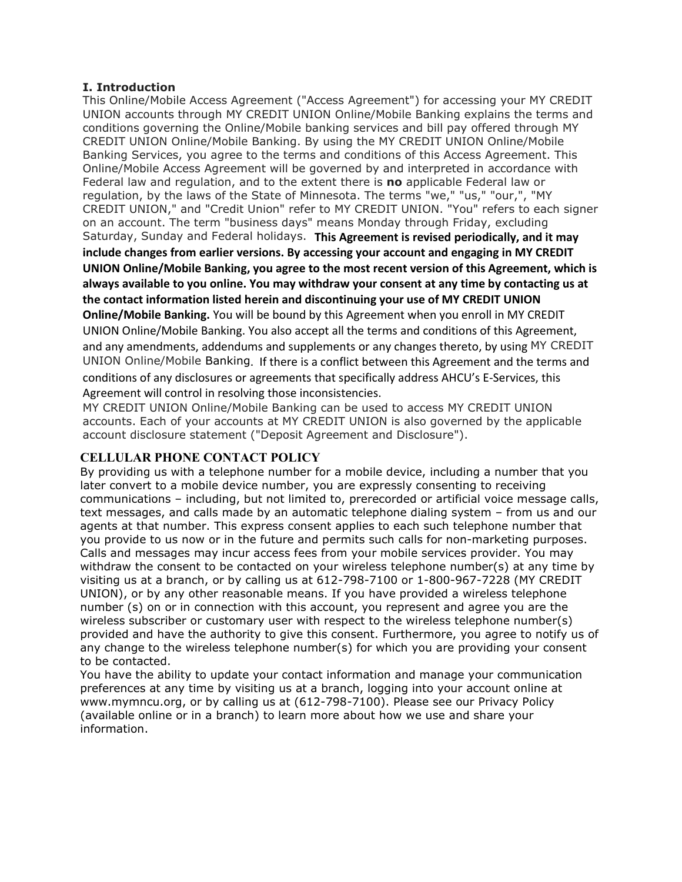## I. Introduction

This Online/Mobile Access Agreement ("Access Agreement") for accessing your MY CREDIT UNION accounts through MY CREDIT UNION Online/Mobile Banking explains the terms and conditions governing the Online/Mobile banking services and bill pay offered through MY CREDIT UNION Online/Mobile Banking. By using the MY CREDIT UNION Online/Mobile Banking Services, you agree to the terms and conditions of this Access Agreement. This Online/Mobile Access Agreement will be governed by and interpreted in accordance with Federal law and regulation, and to the extent there is **no** applicable Federal law or regulation, by the laws of the State of Minnesota. The terms "we," "us," "our,", "MY CREDIT UNION," and "Credit Union" refer to MY CREDIT UNION. "You" refers to each signer on an account. The term "business days" means Monday through Friday, excluding Saturday, Sunday and Federal holidays. **This Agreement is revised periodically, and it may include changes from earlier versions. By accessing your account and engaging in MY CREDIT UNION Online/Mobile Banking, you agree to the most recent version of this Agreement, which is always available to you online. You may withdraw your consent at any time by contacting us at the contact information listed herein and discontinuing your use of MY CREDIT UNION Online/Mobile Banking.** You will be bound by this Agreement when you enroll in MY CREDIT UNION Online/Mobile Banking. You also accept all the terms and conditions of this Agreement, and any amendments, addendums and supplements or any changes thereto, by using MY CREDIT UNION Online/Mobile Banking. If there is a conflict between this Agreement and the terms and conditions of any disclosures or agreements that specifically address AHCU's E-Services, this Agreement will control in resolving those inconsistencies.

MY CREDIT UNION Online/Mobile Banking can be used to access MY CREDIT UNION accounts. Each of your accounts at MY CREDIT UNION is also governed by the applicable account disclosure statement ("Deposit Agreement and Disclosure").

## CELLULAR PHONE CONTACT POLICY

By providing us with a telephone number for a mobile device, including a number that you later convert to a mobile device number, you are expressly consenting to receiving communications – including, but not limited to, prerecorded or artificial voice message calls, text messages, and calls made by an automatic telephone dialing system – from us and our agents at that number. This express consent applies to each such telephone number that you provide to us now or in the future and permits such calls for non-marketing purposes. Calls and messages may incur access fees from your mobile services provider. You may withdraw the consent to be contacted on your wireless telephone number(s) at any time by visiting us at a branch, or by calling us at 612-798-7100 or 1-800-967-7228 (MY CREDIT UNION), or by any other reasonable means. If you have provided a wireless telephone number (s) on or in connection with this account, you represent and agree you are the wireless subscriber or customary user with respect to the wireless telephone number(s) provided and have the authority to give this consent. Furthermore, you agree to notify us of any change to the wireless telephone number(s) for which you are providing your consent to be contacted.

You have the ability to update your contact information and manage your communication preferences at any time by visiting us at a branch, logging into your account online at www.mymncu.org, or by calling us at (612-798-7100). Please see our Privacy Policy (available online or in a branch) to learn more about how we use and share your information.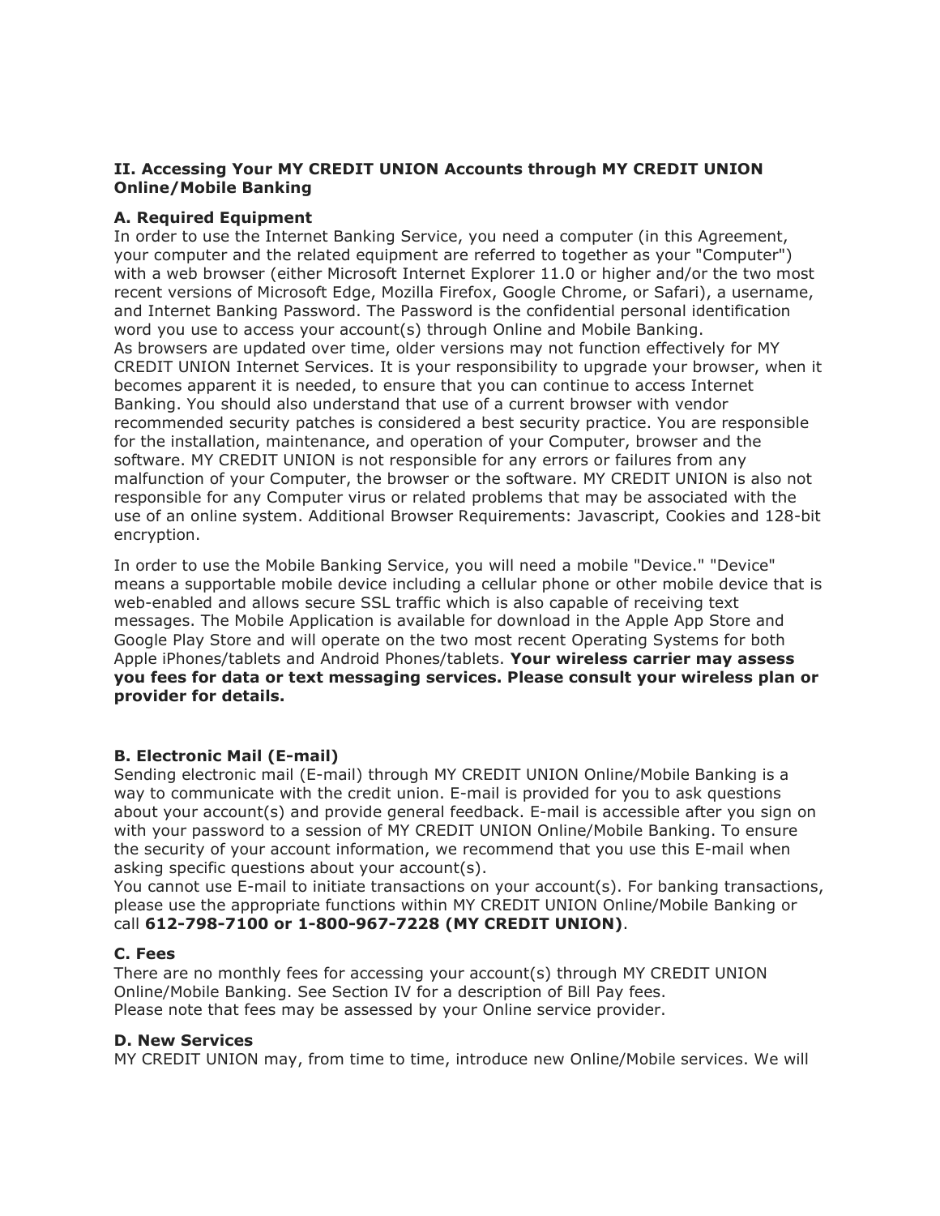### II. Accessing Your MY CREDIT UNION Accounts through MY CREDIT UNION Online/Mobile Banking

**A. Required Equipment**

In order to use the Internet Banking Service, you need a computer (in this Agreement, your computer and the related equipment are referred to together as your "Computer") with a web browser (either Microsoft Internet Explorer 11.0 or higher and/or the two most recent versions of Microsoft Edge, Mozilla Firefox, Google Chrome, or Safari), a username, and Internet Banking Password. The Password is the confidential personal identification word you use to access your account(s) through Online and Mobile Banking.
As browsers are updated over time, older versions may not function effectively for MY CREDIT UNION Internet Services. It is your responsibility to upgrade your browser, when it becomes apparent it is needed, to ensure that you can continue to access Internet Banking. You should also understand that use of a current browser with vendor recommended security patches is considered a best security practice. You are responsible for the installation, maintenance, and operation of your Computer, browser and the software. MY CREDIT UNION is not responsible for any errors or failures from any malfunction of your Computer, the browser or the software. MY CREDIT UNION is also not responsible for any Computer virus or related problems that may be associated with the use of an online system. Additional Browser Requirements: Javascript, Cookies and 128-bit encryption.

In order to use the Mobile Banking Service, you will need a mobile "Device." "Device" means a supportable mobile device including a cellular phone or other mobile device that is web-enabled and allows secure SSL traffic which is also capable of receiving text messages. The Mobile Application is available for download in the Apple App Store and Google Play Store and will operate on the two most recent Operating Systems for both Apple iPhones/tablets and Android Phones/tablets. **Your wireless carrier may assess you fees for data or text messaging services. Please consult your wireless plan or provider for details.**

**B. Electronic Mail (E-mail)**

Sending electronic mail (E-mail) through MY CREDIT UNION Online/Mobile Banking is a way to communicate with the credit union. E-mail is provided for you to ask questions about your account(s) and provide general feedback. E-mail is accessible after you sign on with your password to a session of MY CREDIT UNION Online/Mobile Banking. To ensure the security of your account information, we recommend that you use this E-mail when asking specific questions about your account(s).
You cannot use E-mail to initiate transactions on your account(s). For banking transactions, please use the appropriate functions within MY CREDIT UNION Online/Mobile Banking or call **612-798-7100 or 1-800-967-7228 (MY CREDIT UNION)**.

**C. Fees**

There are no monthly fees for accessing your account(s) through MY CREDIT UNION Online/Mobile Banking. See Section IV for a description of Bill Pay fees.
Please note that fees may be assessed by your Online service provider.

**D. New Services**

MY CREDIT UNION may, from time to time, introduce new Online/Mobile services. We will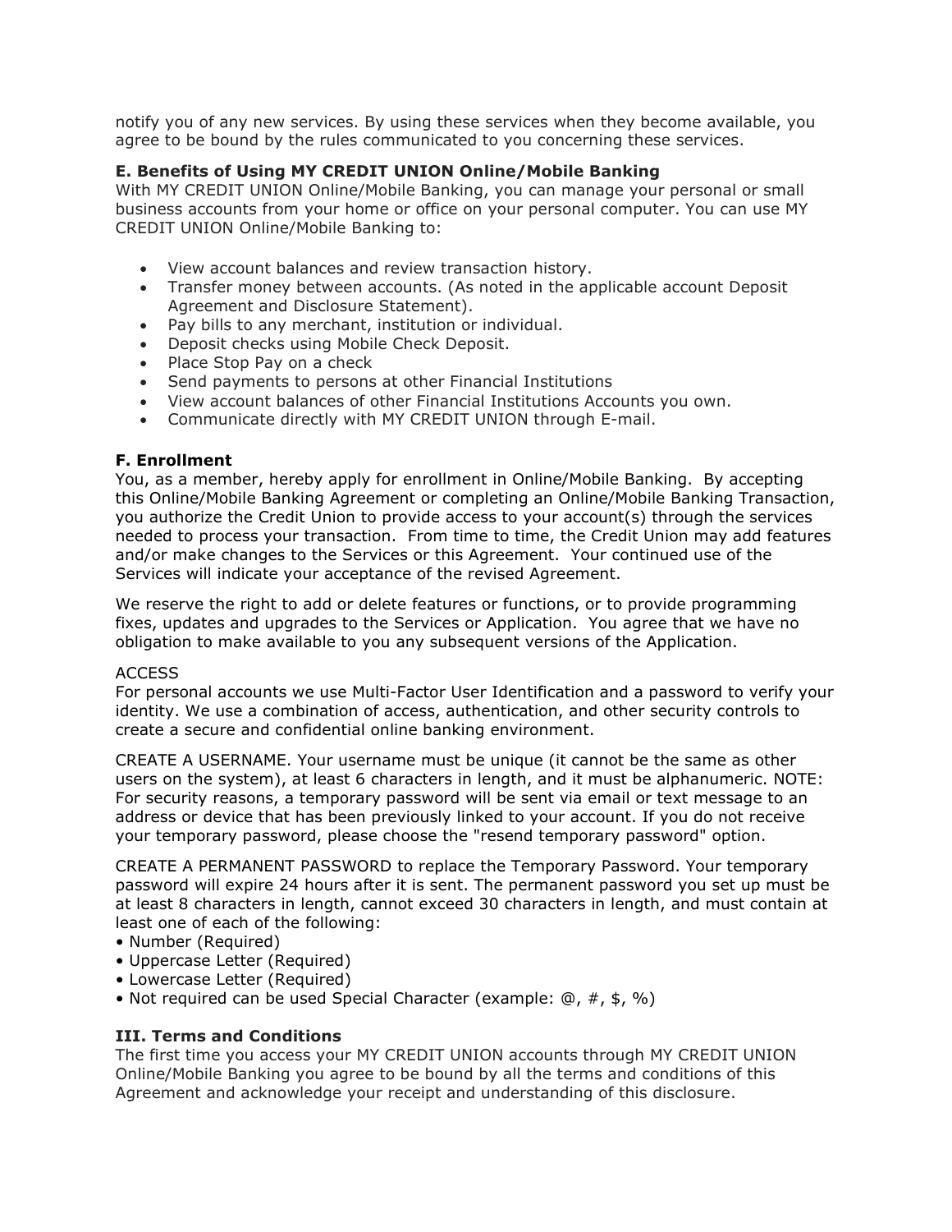notify you of any new services. By using these services when they become available, you agree to be bound by the rules communicated to you concerning these services.

### E. Benefits of Using MY CREDIT UNION Online/Mobile Banking

With MY CREDIT UNION Online/Mobile Banking, you can manage your personal or small business accounts from your home or office on your personal computer. You can use MY CREDIT UNION Online/Mobile Banking to:

- View account balances and review transaction history.
- Transfer money between accounts. (As noted in the applicable account Deposit Agreement and Disclosure Statement).
- Pay bills to any merchant, institution or individual.
- Deposit checks using Mobile Check Deposit.
- Place Stop Pay on a check
- Send payments to persons at other Financial Institutions
- View account balances of other Financial Institutions Accounts you own.
- Communicate directly with MY CREDIT UNION through E-mail.

### F. Enrollment

You, as a member, hereby apply for enrollment in Online/Mobile Banking. By accepting this Online/Mobile Banking Agreement or completing an Online/Mobile Banking Transaction, you authorize the Credit Union to provide access to your account(s) through the services needed to process your transaction. From time to time, the Credit Union may add features and/or make changes to the Services or this Agreement. Your continued use of the Services will indicate your acceptance of the revised Agreement.

We reserve the right to add or delete features or functions, or to provide programming fixes, updates and upgrades to the Services or Application. You agree that we have no obligation to make available to you any subsequent versions of the Application.

ACCESS

For personal accounts we use Multi-Factor User Identification and a password to verify your identity. We use a combination of access, authentication, and other security controls to create a secure and confidential online banking environment.

CREATE A USERNAME. Your username must be unique (it cannot be the same as other users on the system), at least 6 characters in length, and it must be alphanumeric. NOTE: For security reasons, a temporary password will be sent via email or text message to an address or device that has been previously linked to your account. If you do not receive your temporary password, please choose the "resend temporary password" option.

CREATE A PERMANENT PASSWORD to replace the Temporary Password. Your temporary password will expire 24 hours after it is sent. The permanent password you set up must be at least 8 characters in length, cannot exceed 30 characters in length, and must contain at least one of each of the following:

- Number (Required)
- Uppercase Letter (Required)
- Lowercase Letter (Required)
- Not required can be used Special Character (example: @, #, $, %)

## III. Terms and Conditions

The first time you access your MY CREDIT UNION accounts through MY CREDIT UNION Online/Mobile Banking you agree to be bound by all the terms and conditions of this Agreement and acknowledge your receipt and understanding of this disclosure.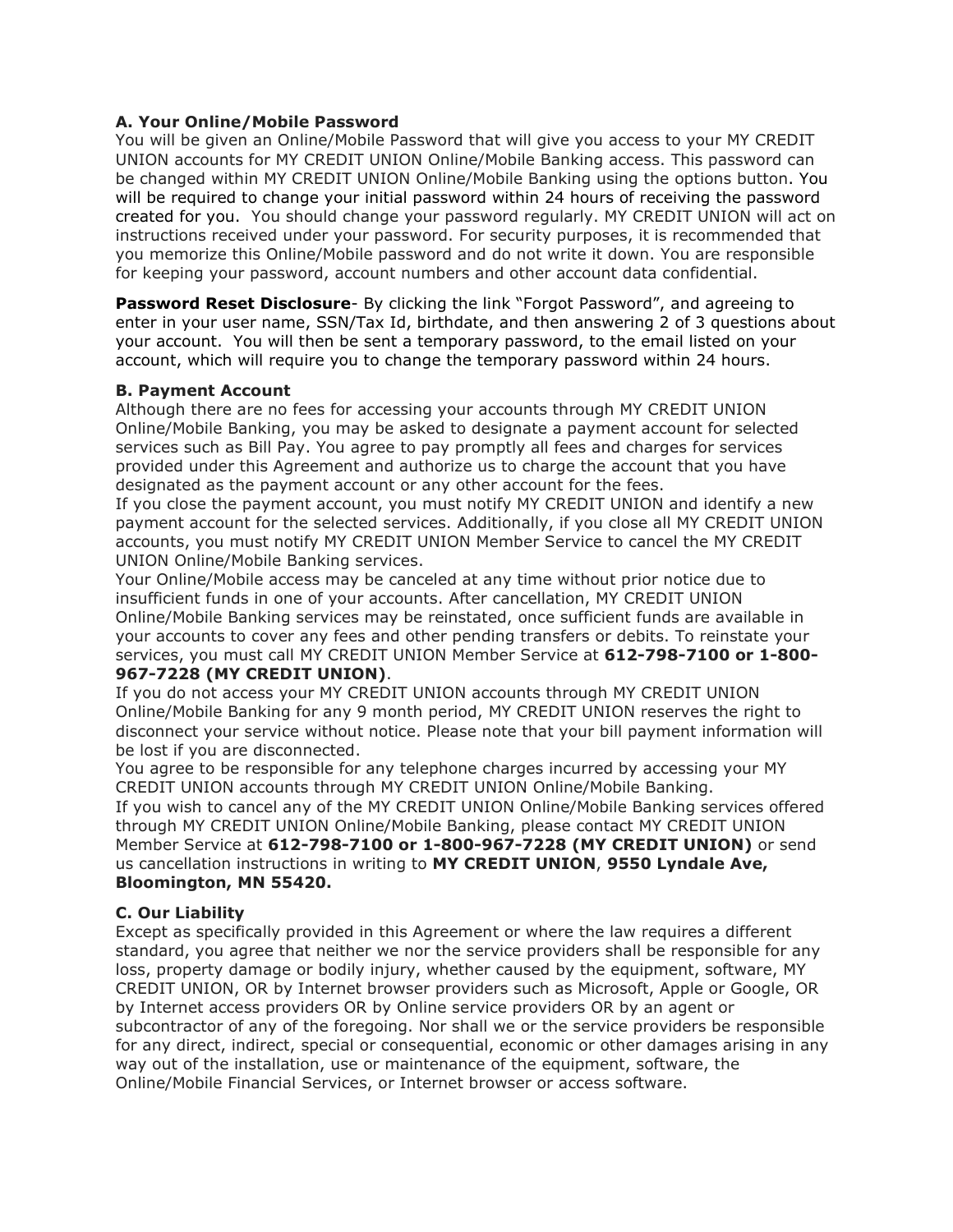### A. Your Online/Mobile Password

You will be given an Online/Mobile Password that will give you access to your MY CREDIT UNION accounts for MY CREDIT UNION Online/Mobile Banking access. This password can be changed within MY CREDIT UNION Online/Mobile Banking using the options button. You will be required to change your initial password within 24 hours of receiving the password created for you. You should change your password regularly. MY CREDIT UNION will act on instructions received under your password. For security purposes, it is recommended that you memorize this Online/Mobile password and do not write it down. You are responsible for keeping your password, account numbers and other account data confidential.

**Password Reset Disclosure**- By clicking the link "Forgot Password", and agreeing to enter in your user name, SSN/Tax Id, birthdate, and then answering 2 of 3 questions about your account. You will then be sent a temporary password, to the email listed on your account, which will require you to change the temporary password within 24 hours.

### B. Payment Account

Although there are no fees for accessing your accounts through MY CREDIT UNION Online/Mobile Banking, you may be asked to designate a payment account for selected services such as Bill Pay. You agree to pay promptly all fees and charges for services provided under this Agreement and authorize us to charge the account that you have designated as the payment account or any other account for the fees.

If you close the payment account, you must notify MY CREDIT UNION and identify a new payment account for the selected services. Additionally, if you close all MY CREDIT UNION accounts, you must notify MY CREDIT UNION Member Service to cancel the MY CREDIT UNION Online/Mobile Banking services.

Your Online/Mobile access may be canceled at any time without prior notice due to insufficient funds in one of your accounts. After cancellation, MY CREDIT UNION Online/Mobile Banking services may be reinstated, once sufficient funds are available in your accounts to cover any fees and other pending transfers or debits. To reinstate your services, you must call MY CREDIT UNION Member Service at **612-798-7100 or 1-800-967-7228 (MY CREDIT UNION)**.

If you do not access your MY CREDIT UNION accounts through MY CREDIT UNION Online/Mobile Banking for any 9 month period, MY CREDIT UNION reserves the right to disconnect your service without notice. Please note that your bill payment information will be lost if you are disconnected.

You agree to be responsible for any telephone charges incurred by accessing your MY CREDIT UNION accounts through MY CREDIT UNION Online/Mobile Banking.

If you wish to cancel any of the MY CREDIT UNION Online/Mobile Banking services offered through MY CREDIT UNION Online/Mobile Banking, please contact MY CREDIT UNION Member Service at **612-798-7100 or 1-800-967-7228 (MY CREDIT UNION)** or send us cancellation instructions in writing to **MY CREDIT UNION**, **9550 Lyndale Ave, Bloomington, MN 55420.**

### C. Our Liability

Except as specifically provided in this Agreement or where the law requires a different standard, you agree that neither we nor the service providers shall be responsible for any loss, property damage or bodily injury, whether caused by the equipment, software, MY CREDIT UNION, OR by Internet browser providers such as Microsoft, Apple or Google, OR by Internet access providers OR by Online service providers OR by an agent or subcontractor of any of the foregoing. Nor shall we or the service providers be responsible for any direct, indirect, special or consequential, economic or other damages arising in any way out of the installation, use or maintenance of the equipment, software, the Online/Mobile Financial Services, or Internet browser or access software.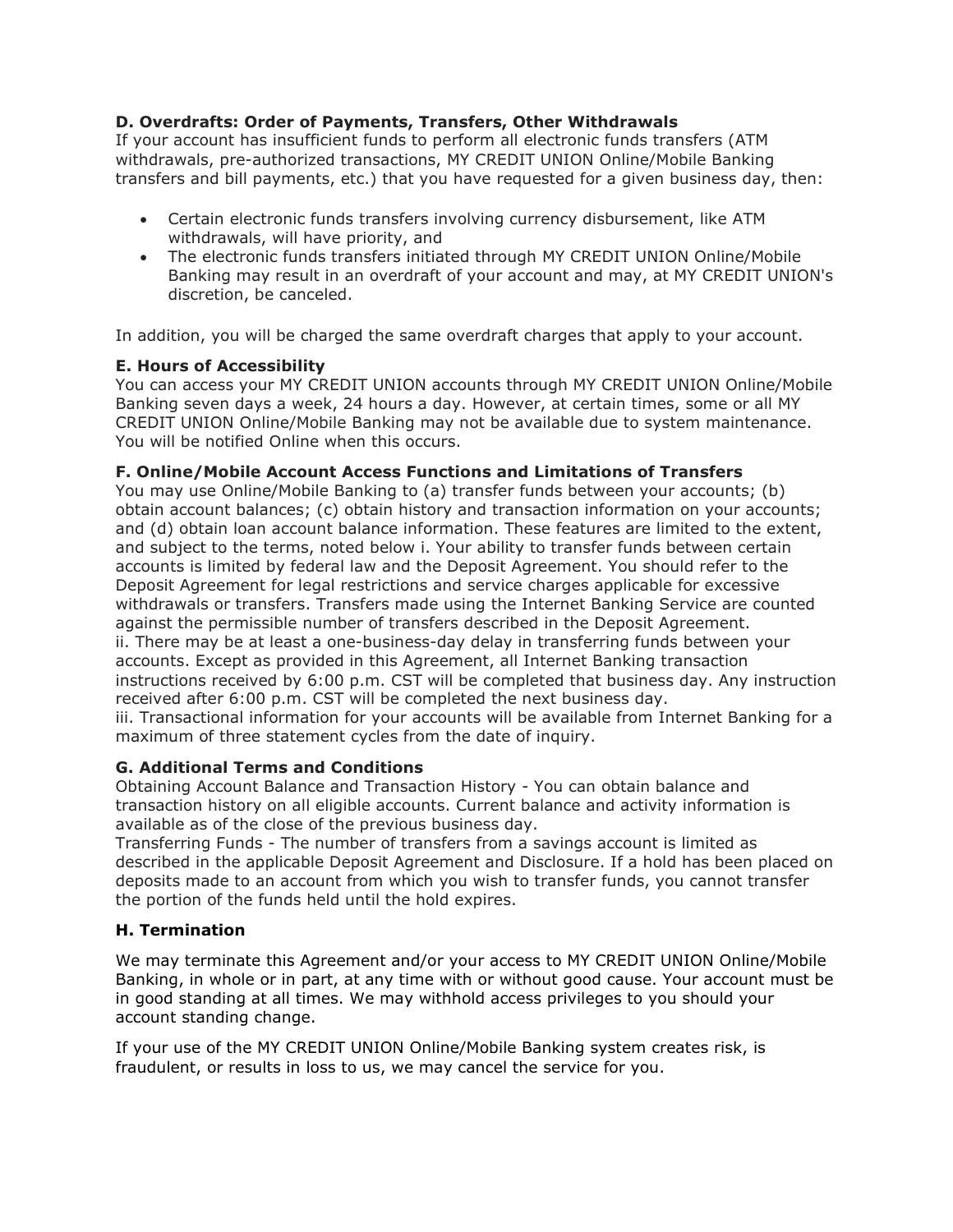### D. Overdrafts: Order of Payments, Transfers, Other Withdrawals

If your account has insufficient funds to perform all electronic funds transfers (ATM withdrawals, pre-authorized transactions, MY CREDIT UNION Online/Mobile Banking transfers and bill payments, etc.) that you have requested for a given business day, then:

- Certain electronic funds transfers involving currency disbursement, like ATM withdrawals, will have priority, and
- The electronic funds transfers initiated through MY CREDIT UNION Online/Mobile Banking may result in an overdraft of your account and may, at MY CREDIT UNION's discretion, be canceled.

In addition, you will be charged the same overdraft charges that apply to your account.

### E. Hours of Accessibility

You can access your MY CREDIT UNION accounts through MY CREDIT UNION Online/Mobile Banking seven days a week, 24 hours a day. However, at certain times, some or all MY CREDIT UNION Online/Mobile Banking may not be available due to system maintenance. You will be notified Online when this occurs.

### F. Online/Mobile Account Access Functions and Limitations of Transfers

You may use Online/Mobile Banking to (a) transfer funds between your accounts; (b) obtain account balances; (c) obtain history and transaction information on your accounts; and (d) obtain loan account balance information. These features are limited to the extent, and subject to the terms, noted below i. Your ability to transfer funds between certain accounts is limited by federal law and the Deposit Agreement. You should refer to the Deposit Agreement for legal restrictions and service charges applicable for excessive withdrawals or transfers. Transfers made using the Internet Banking Service are counted against the permissible number of transfers described in the Deposit Agreement.
ii. There may be at least a one-business-day delay in transferring funds between your accounts. Except as provided in this Agreement, all Internet Banking transaction instructions received by 6:00 p.m. CST will be completed that business day. Any instruction received after 6:00 p.m. CST will be completed the next business day.
iii. Transactional information for your accounts will be available from Internet Banking for a maximum of three statement cycles from the date of inquiry.

### G. Additional Terms and Conditions

Obtaining Account Balance and Transaction History - You can obtain balance and transaction history on all eligible accounts. Current balance and activity information is available as of the close of the previous business day.
Transferring Funds - The number of transfers from a savings account is limited as described in the applicable Deposit Agreement and Disclosure. If a hold has been placed on deposits made to an account from which you wish to transfer funds, you cannot transfer the portion of the funds held until the hold expires.

### H. Termination

We may terminate this Agreement and/or your access to MY CREDIT UNION Online/Mobile Banking, in whole or in part, at any time with or without good cause. Your account must be in good standing at all times. We may withhold access privileges to you should your account standing change.

If your use of the MY CREDIT UNION Online/Mobile Banking system creates risk, is fraudulent, or results in loss to us, we may cancel the service for you.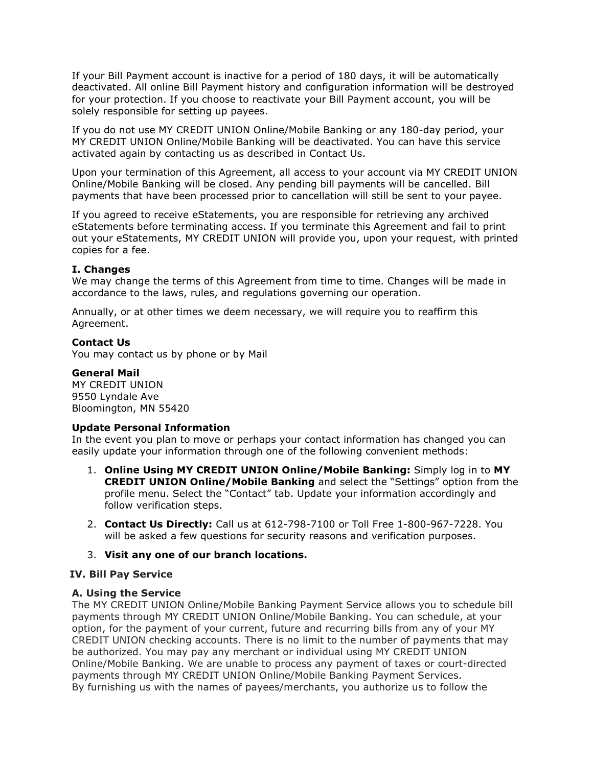If your Bill Payment account is inactive for a period of 180 days, it will be automatically deactivated. All online Bill Payment history and configuration information will be destroyed for your protection. If you choose to reactivate your Bill Payment account, you will be solely responsible for setting up payees.

If you do not use MY CREDIT UNION Online/Mobile Banking or any 180-day period, your MY CREDIT UNION Online/Mobile Banking will be deactivated. You can have this service activated again by contacting us as described in Contact Us.

Upon your termination of this Agreement, all access to your account via MY CREDIT UNION Online/Mobile Banking will be closed. Any pending bill payments will be cancelled. Bill payments that have been processed prior to cancellation will still be sent to your payee.

If you agreed to receive eStatements, you are responsible for retrieving any archived eStatements before terminating access. If you terminate this Agreement and fail to print out your eStatements, MY CREDIT UNION will provide you, upon your request, with printed copies for a fee.

**I. Changes**
We may change the terms of this Agreement from time to time. Changes will be made in accordance to the laws, rules, and regulations governing our operation.

Annually, or at other times we deem necessary, we will require you to reaffirm this Agreement.

**Contact Us**
You may contact us by phone or by Mail

**General Mail**
MY CREDIT UNION
9550 Lyndale Ave
Bloomington, MN 55420

**Update Personal Information**
In the event you plan to move or perhaps your contact information has changed you can easily update your information through one of the following convenient methods:

1. **Online Using MY CREDIT UNION Online/Mobile Banking:** Simply log in to **MY CREDIT UNION Online/Mobile Banking** and select the "Settings" option from the profile menu. Select the "Contact" tab. Update your information accordingly and follow verification steps.
2. **Contact Us Directly:** Call us at 612-798-7100 or Toll Free 1-800-967-7228. You will be asked a few questions for security reasons and verification purposes.
3. **Visit any one of our branch locations.**

## IV. Bill Pay Service

**A. Using the Service**
The MY CREDIT UNION Online/Mobile Banking Payment Service allows you to schedule bill payments through MY CREDIT UNION Online/Mobile Banking. You can schedule, at your option, for the payment of your current, future and recurring bills from any of your MY CREDIT UNION checking accounts. There is no limit to the number of payments that may be authorized. You may pay any merchant or individual using MY CREDIT UNION Online/Mobile Banking. We are unable to process any payment of taxes or court-directed payments through MY CREDIT UNION Online/Mobile Banking Payment Services.
By furnishing us with the names of payees/merchants, you authorize us to follow the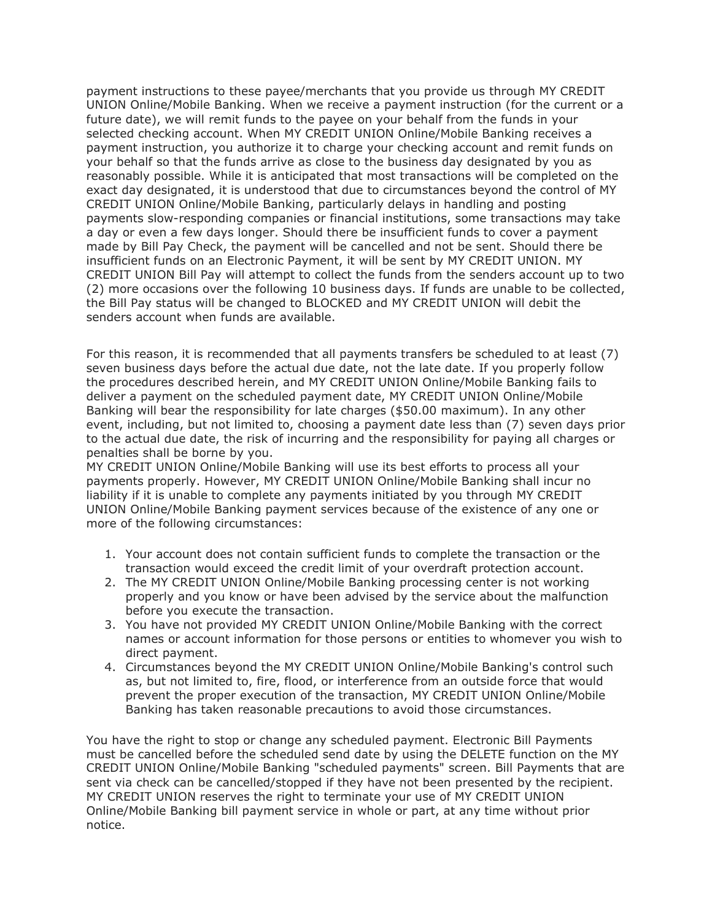payment instructions to these payee/merchants that you provide us through MY CREDIT UNION Online/Mobile Banking. When we receive a payment instruction (for the current or a future date), we will remit funds to the payee on your behalf from the funds in your selected checking account. When MY CREDIT UNION Online/Mobile Banking receives a payment instruction, you authorize it to charge your checking account and remit funds on your behalf so that the funds arrive as close to the business day designated by you as reasonably possible. While it is anticipated that most transactions will be completed on the exact day designated, it is understood that due to circumstances beyond the control of MY CREDIT UNION Online/Mobile Banking, particularly delays in handling and posting payments slow-responding companies or financial institutions, some transactions may take a day or even a few days longer. Should there be insufficient funds to cover a payment made by Bill Pay Check, the payment will be cancelled and not be sent. Should there be insufficient funds on an Electronic Payment, it will be sent by MY CREDIT UNION. MY CREDIT UNION Bill Pay will attempt to collect the funds from the senders account up to two (2) more occasions over the following 10 business days. If funds are unable to be collected, the Bill Pay status will be changed to BLOCKED and MY CREDIT UNION will debit the senders account when funds are available.

For this reason, it is recommended that all payments transfers be scheduled to at least (7) seven business days before the actual due date, not the late date. If you properly follow the procedures described herein, and MY CREDIT UNION Online/Mobile Banking fails to deliver a payment on the scheduled payment date, MY CREDIT UNION Online/Mobile Banking will bear the responsibility for late charges ($50.00 maximum). In any other event, including, but not limited to, choosing a payment date less than (7) seven days prior to the actual due date, the risk of incurring and the responsibility for paying all charges or penalties shall be borne by you.
MY CREDIT UNION Online/Mobile Banking will use its best efforts to process all your payments properly. However, MY CREDIT UNION Online/Mobile Banking shall incur no liability if it is unable to complete any payments initiated by you through MY CREDIT UNION Online/Mobile Banking payment services because of the existence of any one or more of the following circumstances:

1. Your account does not contain sufficient funds to complete the transaction or the transaction would exceed the credit limit of your overdraft protection account.
2. The MY CREDIT UNION Online/Mobile Banking processing center is not working properly and you know or have been advised by the service about the malfunction before you execute the transaction.
3. You have not provided MY CREDIT UNION Online/Mobile Banking with the correct names or account information for those persons or entities to whomever you wish to direct payment.
4. Circumstances beyond the MY CREDIT UNION Online/Mobile Banking's control such as, but not limited to, fire, flood, or interference from an outside force that would prevent the proper execution of the transaction, MY CREDIT UNION Online/Mobile Banking has taken reasonable precautions to avoid those circumstances.

You have the right to stop or change any scheduled payment. Electronic Bill Payments must be cancelled before the scheduled send date by using the DELETE function on the MY CREDIT UNION Online/Mobile Banking "scheduled payments" screen. Bill Payments that are sent via check can be cancelled/stopped if they have not been presented by the recipient. MY CREDIT UNION reserves the right to terminate your use of MY CREDIT UNION Online/Mobile Banking bill payment service in whole or part, at any time without prior notice.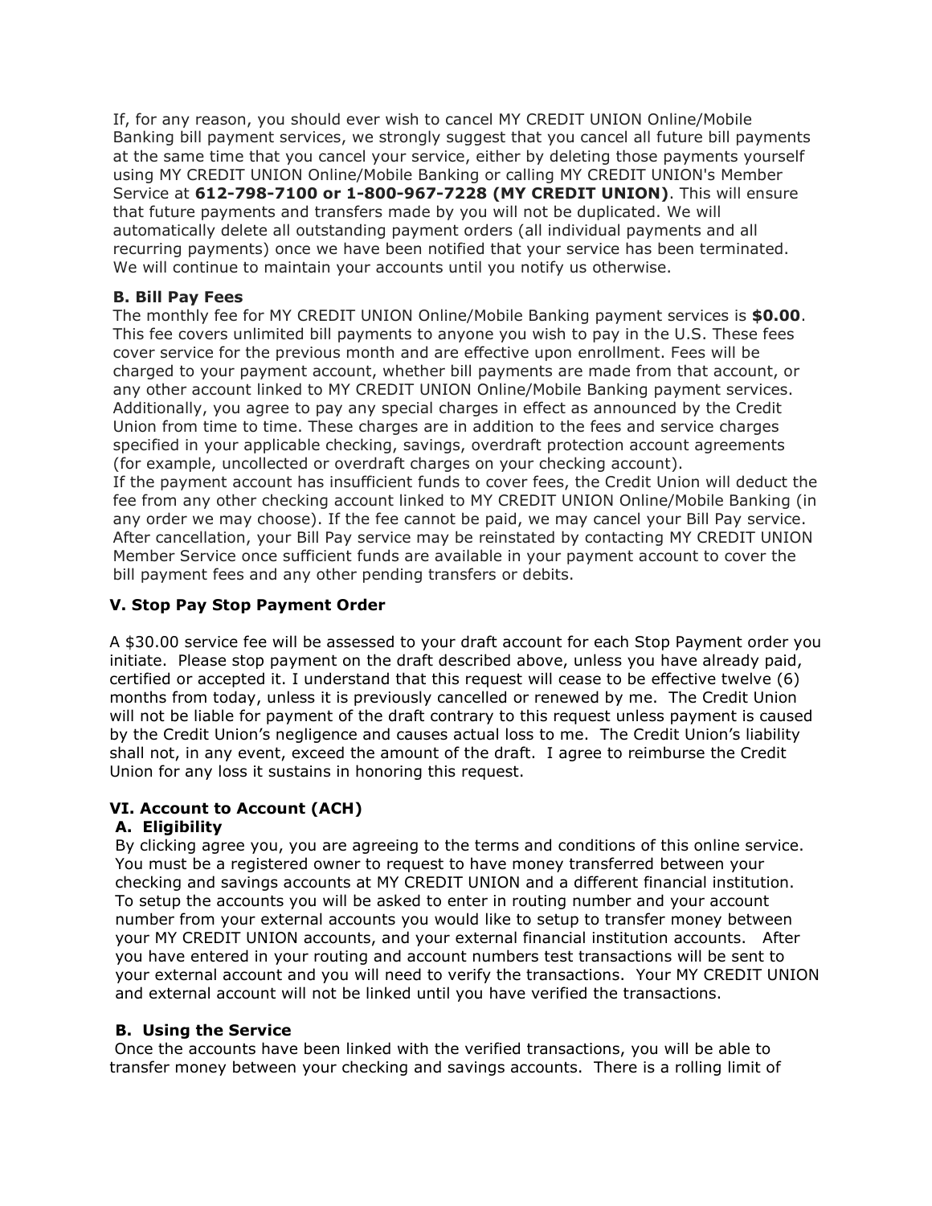If, for any reason, you should ever wish to cancel MY CREDIT UNION Online/Mobile Banking bill payment services, we strongly suggest that you cancel all future bill payments at the same time that you cancel your service, either by deleting those payments yourself using MY CREDIT UNION Online/Mobile Banking or calling MY CREDIT UNION's Member Service at **612-798-7100 or 1-800-967-7228 (MY CREDIT UNION)**. This will ensure that future payments and transfers made by you will not be duplicated. We will automatically delete all outstanding payment orders (all individual payments and all recurring payments) once we have been notified that your service has been terminated. We will continue to maintain your accounts until you notify us otherwise.

**B. Bill Pay Fees**

The monthly fee for MY CREDIT UNION Online/Mobile Banking payment services is **$0.00**. This fee covers unlimited bill payments to anyone you wish to pay in the U.S. These fees cover service for the previous month and are effective upon enrollment. Fees will be charged to your payment account, whether bill payments are made from that account, or any other account linked to MY CREDIT UNION Online/Mobile Banking payment services. Additionally, you agree to pay any special charges in effect as announced by the Credit Union from time to time. These charges are in addition to the fees and service charges specified in your applicable checking, savings, overdraft protection account agreements (for example, uncollected or overdraft charges on your checking account).

If the payment account has insufficient funds to cover fees, the Credit Union will deduct the fee from any other checking account linked to MY CREDIT UNION Online/Mobile Banking (in any order we may choose). If the fee cannot be paid, we may cancel your Bill Pay service. After cancellation, your Bill Pay service may be reinstated by contacting MY CREDIT UNION Member Service once sufficient funds are available in your payment account to cover the bill payment fees and any other pending transfers or debits.

## V. Stop Pay Stop Payment Order

A $30.00 service fee will be assessed to your draft account for each Stop Payment order you initiate. Please stop payment on the draft described above, unless you have already paid, certified or accepted it. I understand that this request will cease to be effective twelve (6) months from today, unless it is previously cancelled or renewed by me. The Credit Union will not be liable for payment of the draft contrary to this request unless payment is caused by the Credit Union's negligence and causes actual loss to me. The Credit Union's liability shall not, in any event, exceed the amount of the draft. I agree to reimburse the Credit Union for any loss it sustains in honoring this request.

## VI. Account to Account (ACH)

**A. Eligibility**

By clicking agree you, you are agreeing to the terms and conditions of this online service. You must be a registered owner to request to have money transferred between your checking and savings accounts at MY CREDIT UNION and a different financial institution. To setup the accounts you will be asked to enter in routing number and your account number from your external accounts you would like to setup to transfer money between your MY CREDIT UNION accounts, and your external financial institution accounts. After you have entered in your routing and account numbers test transactions will be sent to your external account and you will need to verify the transactions. Your MY CREDIT UNION and external account will not be linked until you have verified the transactions.

**B. Using the Service**

Once the accounts have been linked with the verified transactions, you will be able to transfer money between your checking and savings accounts. There is a rolling limit of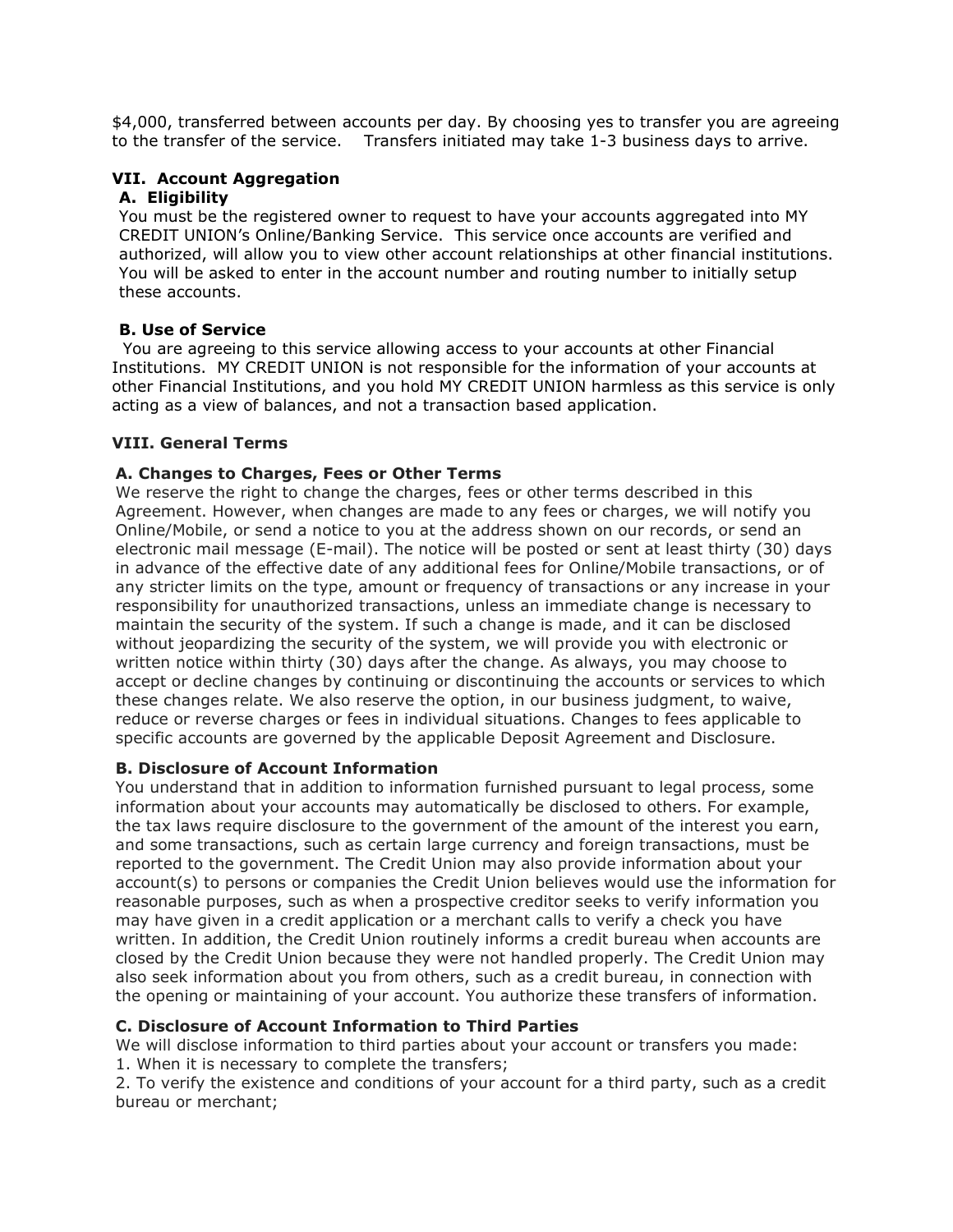$4,000, transferred between accounts per day. By choosing yes to transfer you are agreeing to the transfer of the service.    Transfers initiated may take 1-3 business days to arrive.

## VII. Account Aggregation

### A. Eligibility

You must be the registered owner to request to have your accounts aggregated into MY CREDIT UNION's Online/Banking Service.  This service once accounts are verified and authorized, will allow you to view other account relationships at other financial institutions. You will be asked to enter in the account number and routing number to initially setup these accounts.

### B. Use of Service

You are agreeing to this service allowing access to your accounts at other Financial Institutions.  MY CREDIT UNION is not responsible for the information of your accounts at other Financial Institutions, and you hold MY CREDIT UNION harmless as this service is only acting as a view of balances, and not a transaction based application.

## VIII. General Terms

### A. Changes to Charges, Fees or Other Terms

We reserve the right to change the charges, fees or other terms described in this Agreement. However, when changes are made to any fees or charges, we will notify you Online/Mobile, or send a notice to you at the address shown on our records, or send an electronic mail message (E-mail). The notice will be posted or sent at least thirty (30) days in advance of the effective date of any additional fees for Online/Mobile transactions, or of any stricter limits on the type, amount or frequency of transactions or any increase in your responsibility for unauthorized transactions, unless an immediate change is necessary to maintain the security of the system. If such a change is made, and it can be disclosed without jeopardizing the security of the system, we will provide you with electronic or written notice within thirty (30) days after the change. As always, you may choose to accept or decline changes by continuing or discontinuing the accounts or services to which these changes relate. We also reserve the option, in our business judgment, to waive, reduce or reverse charges or fees in individual situations. Changes to fees applicable to specific accounts are governed by the applicable Deposit Agreement and Disclosure.

### B. Disclosure of Account Information

You understand that in addition to information furnished pursuant to legal process, some information about your accounts may automatically be disclosed to others. For example, the tax laws require disclosure to the government of the amount of the interest you earn, and some transactions, such as certain large currency and foreign transactions, must be reported to the government. The Credit Union may also provide information about your account(s) to persons or companies the Credit Union believes would use the information for reasonable purposes, such as when a prospective creditor seeks to verify information you may have given in a credit application or a merchant calls to verify a check you have written. In addition, the Credit Union routinely informs a credit bureau when accounts are closed by the Credit Union because they were not handled properly. The Credit Union may also seek information about you from others, such as a credit bureau, in connection with the opening or maintaining of your account. You authorize these transfers of information.

### C. Disclosure of Account Information to Third Parties

We will disclose information to third parties about your account or transfers you made:

1. When it is necessary to complete the transfers;
2. To verify the existence and conditions of your account for a third party, such as a credit bureau or merchant;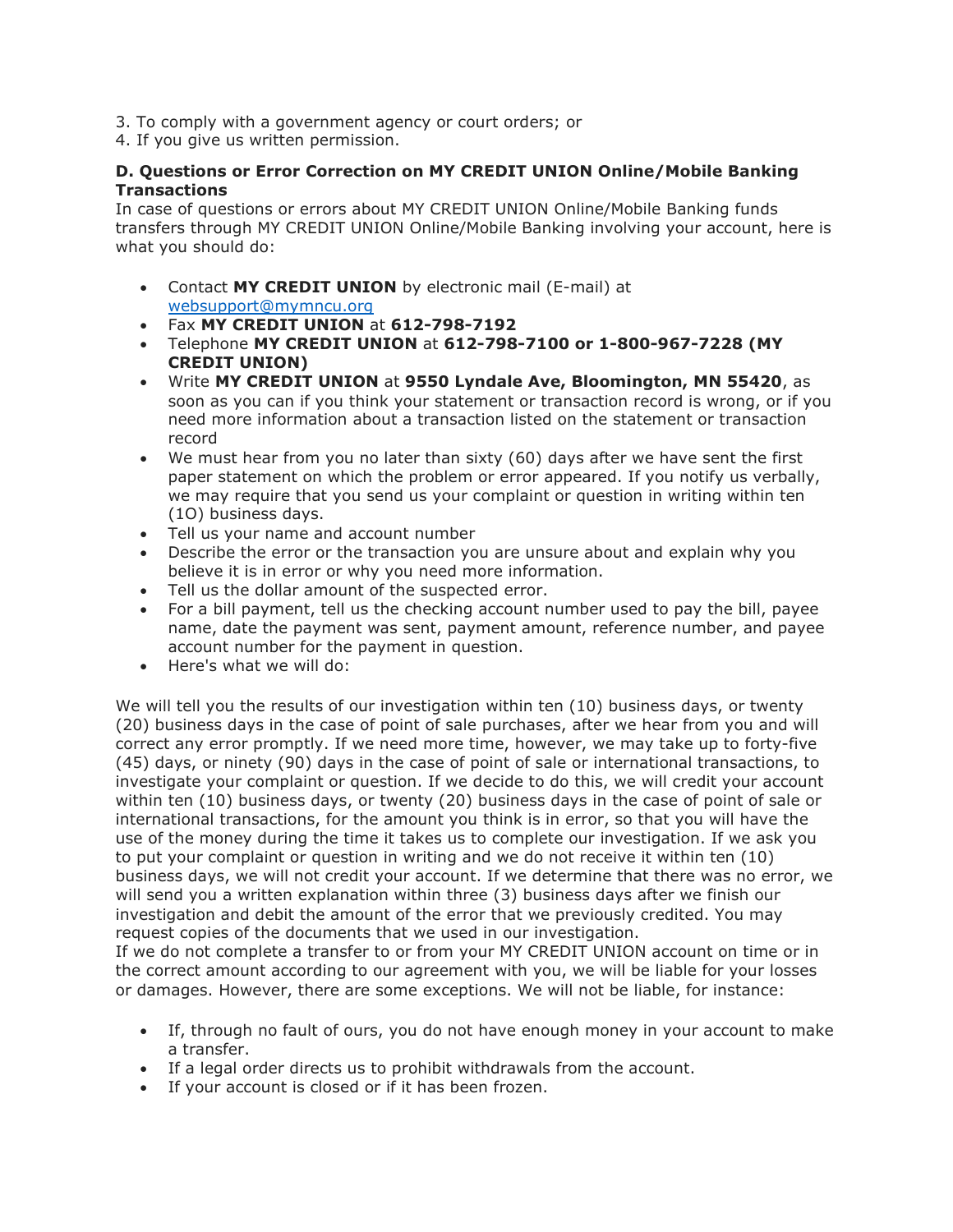3. To comply with a government agency or court orders; or
4. If you give us written permission.

**D. Questions or Error Correction on MY CREDIT UNION Online/Mobile Banking Transactions**

In case of questions or errors about MY CREDIT UNION Online/Mobile Banking funds transfers through MY CREDIT UNION Online/Mobile Banking involving your account, here is what you should do:

- Contact **MY CREDIT UNION** by electronic mail (E-mail) at websupport@mymncu.org
- Fax **MY CREDIT UNION** at **612-798-7192**
- Telephone **MY CREDIT UNION** at **612-798-7100 or 1-800-967-7228 (MY CREDIT UNION)**
- Write **MY CREDIT UNION** at **9550 Lyndale Ave, Bloomington, MN 55420**, as soon as you can if you think your statement or transaction record is wrong, or if you need more information about a transaction listed on the statement or transaction record
- We must hear from you no later than sixty (60) days after we have sent the first paper statement on which the problem or error appeared. If you notify us verbally, we may require that you send us your complaint or question in writing within ten (1O) business days.
- Tell us your name and account number
- Describe the error or the transaction you are unsure about and explain why you believe it is in error or why you need more information.
- Tell us the dollar amount of the suspected error.
- For a bill payment, tell us the checking account number used to pay the bill, payee name, date the payment was sent, payment amount, reference number, and payee account number for the payment in question.
- Here's what we will do:

We will tell you the results of our investigation within ten (10) business days, or twenty (20) business days in the case of point of sale purchases, after we hear from you and will correct any error promptly. If we need more time, however, we may take up to forty-five (45) days, or ninety (90) days in the case of point of sale or international transactions, to investigate your complaint or question. If we decide to do this, we will credit your account within ten (10) business days, or twenty (20) business days in the case of point of sale or international transactions, for the amount you think is in error, so that you will have the use of the money during the time it takes us to complete our investigation. If we ask you to put your complaint or question in writing and we do not receive it within ten (10) business days, we will not credit your account. If we determine that there was no error, we will send you a written explanation within three (3) business days after we finish our investigation and debit the amount of the error that we previously credited. You may request copies of the documents that we used in our investigation.

If we do not complete a transfer to or from your MY CREDIT UNION account on time or in the correct amount according to our agreement with you, we will be liable for your losses or damages. However, there are some exceptions. We will not be liable, for instance:

- If, through no fault of ours, you do not have enough money in your account to make a transfer.
- If a legal order directs us to prohibit withdrawals from the account.
- If your account is closed or if it has been frozen.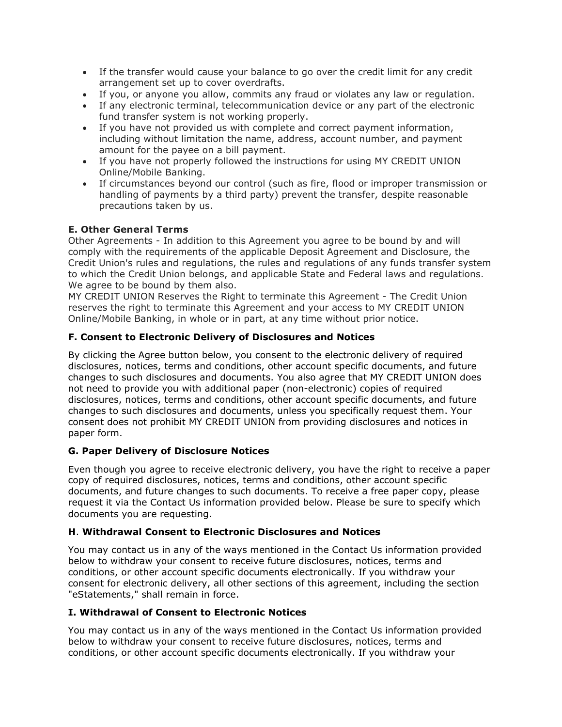- If the transfer would cause your balance to go over the credit limit for any credit arrangement set up to cover overdrafts.
- If you, or anyone you allow, commits any fraud or violates any law or regulation.
- If any electronic terminal, telecommunication device or any part of the electronic fund transfer system is not working properly.
- If you have not provided us with complete and correct payment information, including without limitation the name, address, account number, and payment amount for the payee on a bill payment.
- If you have not properly followed the instructions for using MY CREDIT UNION Online/Mobile Banking.
- If circumstances beyond our control (such as fire, flood or improper transmission or handling of payments by a third party) prevent the transfer, despite reasonable precautions taken by us.

**E. Other General Terms**

Other Agreements - In addition to this Agreement you agree to be bound by and will comply with the requirements of the applicable Deposit Agreement and Disclosure, the Credit Union's rules and regulations, the rules and regulations of any funds transfer system to which the Credit Union belongs, and applicable State and Federal laws and regulations. We agree to be bound by them also.

MY CREDIT UNION Reserves the Right to terminate this Agreement - The Credit Union reserves the right to terminate this Agreement and your access to MY CREDIT UNION Online/Mobile Banking, in whole or in part, at any time without prior notice.

**F. Consent to Electronic Delivery of Disclosures and Notices**

By clicking the Agree button below, you consent to the electronic delivery of required disclosures, notices, terms and conditions, other account specific documents, and future changes to such disclosures and documents. You also agree that MY CREDIT UNION does not need to provide you with additional paper (non-electronic) copies of required disclosures, notices, terms and conditions, other account specific documents, and future changes to such disclosures and documents, unless you specifically request them. Your consent does not prohibit MY CREDIT UNION from providing disclosures and notices in paper form.

**G. Paper Delivery of Disclosure Notices**

Even though you agree to receive electronic delivery, you have the right to receive a paper copy of required disclosures, notices, terms and conditions, other account specific documents, and future changes to such documents. To receive a free paper copy, please request it via the Contact Us information provided below. Please be sure to specify which documents you are requesting.

**H. Withdrawal Consent to Electronic Disclosures and Notices**

You may contact us in any of the ways mentioned in the Contact Us information provided below to withdraw your consent to receive future disclosures, notices, terms and conditions, or other account specific documents electronically. If you withdraw your consent for electronic delivery, all other sections of this agreement, including the section "eStatements," shall remain in force.

**I. Withdrawal of Consent to Electronic Notices**

You may contact us in any of the ways mentioned in the Contact Us information provided below to withdraw your consent to receive future disclosures, notices, terms and conditions, or other account specific documents electronically. If you withdraw your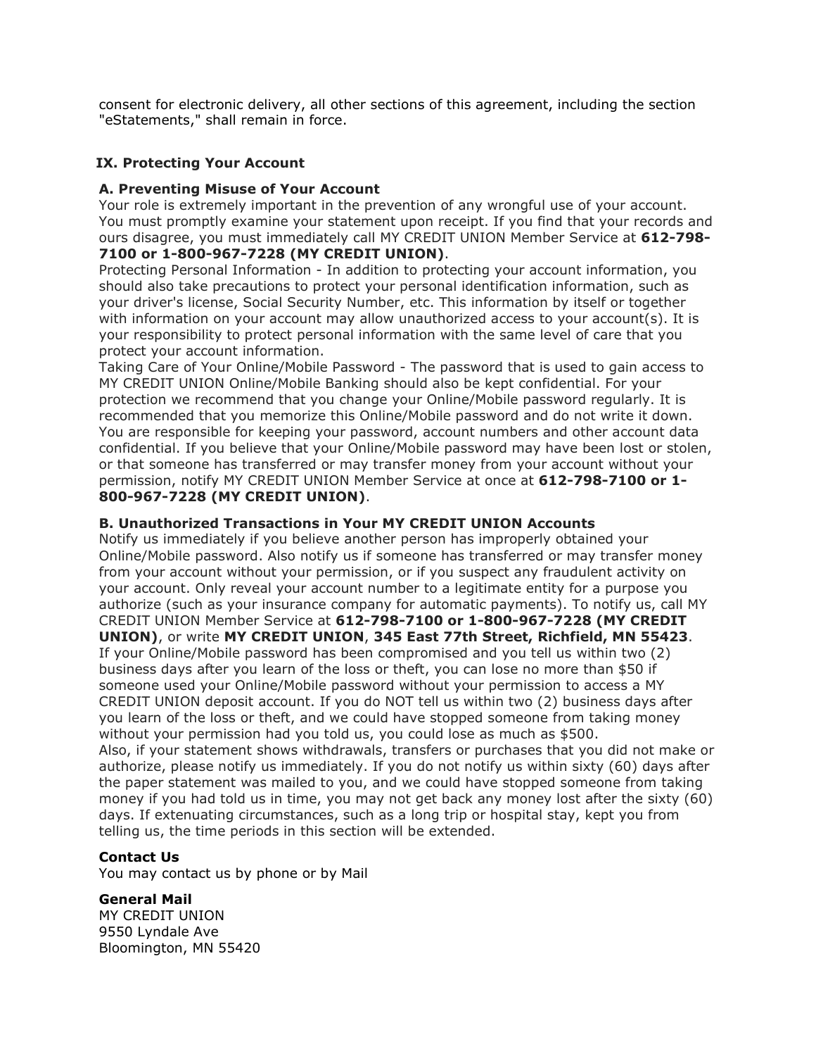consent for electronic delivery, all other sections of this agreement, including the section "eStatements," shall remain in force.

## IX. Protecting Your Account

### A. Preventing Misuse of Your Account

Your role is extremely important in the prevention of any wrongful use of your account. You must promptly examine your statement upon receipt. If you find that your records and ours disagree, you must immediately call MY CREDIT UNION Member Service at **612-798-7100 or 1-800-967-7228 (MY CREDIT UNION)**.

Protecting Personal Information - In addition to protecting your account information, you should also take precautions to protect your personal identification information, such as your driver's license, Social Security Number, etc. This information by itself or together with information on your account may allow unauthorized access to your account(s). It is your responsibility to protect personal information with the same level of care that you protect your account information.

Taking Care of Your Online/Mobile Password - The password that is used to gain access to MY CREDIT UNION Online/Mobile Banking should also be kept confidential. For your protection we recommend that you change your Online/Mobile password regularly. It is recommended that you memorize this Online/Mobile password and do not write it down. You are responsible for keeping your password, account numbers and other account data confidential. If you believe that your Online/Mobile password may have been lost or stolen, or that someone has transferred or may transfer money from your account without your permission, notify MY CREDIT UNION Member Service at once at **612-798-7100 or 1-800-967-7228 (MY CREDIT UNION)**.

### B. Unauthorized Transactions in Your MY CREDIT UNION Accounts

Notify us immediately if you believe another person has improperly obtained your Online/Mobile password. Also notify us if someone has transferred or may transfer money from your account without your permission, or if you suspect any fraudulent activity on your account. Only reveal your account number to a legitimate entity for a purpose you authorize (such as your insurance company for automatic payments). To notify us, call MY CREDIT UNION Member Service at **612-798-7100 or 1-800-967-7228 (MY CREDIT UNION)**, or write **MY CREDIT UNION**, **345 East 77th Street, Richfield, MN 55423**.

If your Online/Mobile password has been compromised and you tell us within two (2) business days after you learn of the loss or theft, you can lose no more than $50 if someone used your Online/Mobile password without your permission to access a MY CREDIT UNION deposit account. If you do NOT tell us within two (2) business days after you learn of the loss or theft, and we could have stopped someone from taking money without your permission had you told us, you could lose as much as $500.

Also, if your statement shows withdrawals, transfers or purchases that you did not make or authorize, please notify us immediately. If you do not notify us within sixty (60) days after the paper statement was mailed to you, and we could have stopped someone from taking money if you had told us in time, you may not get back any money lost after the sixty (60) days. If extenuating circumstances, such as a long trip or hospital stay, kept you from telling us, the time periods in this section will be extended.

### Contact Us

You may contact us by phone or by Mail

**General Mail**
MY CREDIT UNION
9550 Lyndale Ave
Bloomington, MN 55420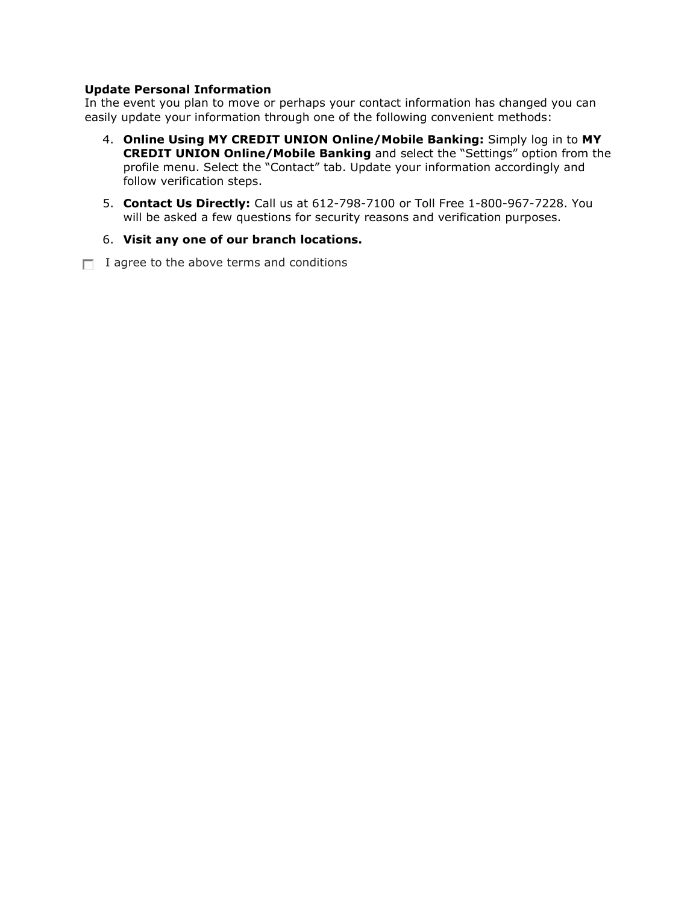**Update Personal Information**
In the event you plan to move or perhaps your contact information has changed you can easily update your information through one of the following convenient methods:

4. **Online Using MY CREDIT UNION Online/Mobile Banking:** Simply log in to **MY CREDIT UNION Online/Mobile Banking** and select the "Settings" option from the profile menu. Select the "Contact" tab. Update your information accordingly and follow verification steps.
5. **Contact Us Directly:** Call us at 612-798-7100 or Toll Free 1-800-967-7228. You will be asked a few questions for security reasons and verification purposes.
6. **Visit any one of our branch locations.**

☐ I agree to the above terms and conditions